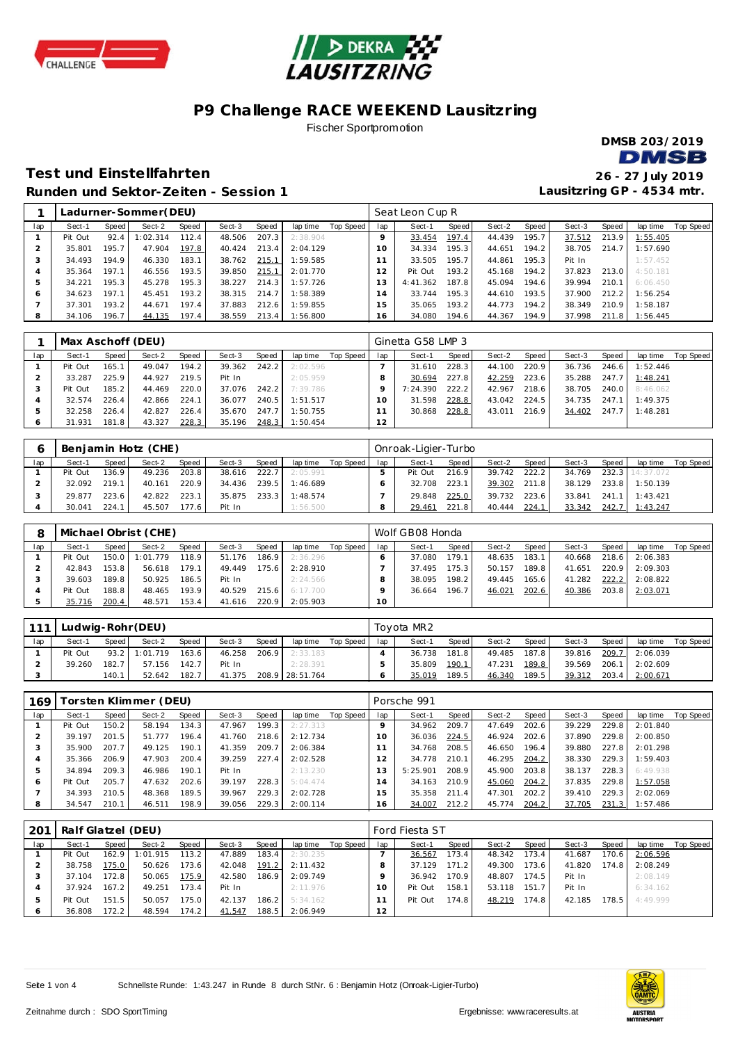# P9 Challenge RACE WEEKEND Lausitzring

Fischer Sportpromotion

**DMSB 203/2019**

## Test und Einstellfahrten

**26 - 27 July 2019**

### Runden und Sektor-Zeiten - Session 1

**Lausitzring GP - 4534 mtr.**

| 1 | Ladurner-Sommer(DEU) | | | | | | | | Seat Leon Cup R | | | | | | | | |
|---|---|---|---|---|---|---|---|---|---|---|---|---|---|---|---|---|---|
| lap | Sect-1 | Speed | Sect-2 | Speed | Sect-3 | Speed | lap time | Top Speed | lap | Sect-1 | Speed | Sect-2 | Speed | Sect-3 | Speed | lap time | Top Speed |
| 1 | Pit Out | 92.4 | 1:02.314 | 112.4 | 48.506 | 207.3 | 2:38.904 | | 9 | 33.454 | 197.4 | 44.439 | 195.7 | 37.512 | 213.9 | 1:55.405 | |
| 2 | 35.801 | 195.7 | 47.904 | 197.8 | 40.424 | 213.4 | 2:04.129 | | 10 | 34.334 | 195.3 | 44.651 | 194.2 | 38.705 | 214.7 | 1:57.690 | |
| 3 | 34.493 | 194.9 | 46.330 | 183.1 | 38.762 | 215.1 | 1:59.585 | | 11 | 33.505 | 195.7 | 44.861 | 195.3 | Pit In | | 1:57.452 | |
| 4 | 35.364 | 197.1 | 46.556 | 193.5 | 39.850 | 215.1 | 2:01.770 | | 12 | Pit Out | 193.2 | 45.168 | 194.2 | 37.823 | 213.0 | 4:50.181 | |
| 5 | 34.221 | 195.3 | 45.278 | 195.3 | 38.227 | 214.3 | 1:57.726 | | 13 | 4:41.362 | 187.8 | 45.094 | 194.6 | 39.994 | 210.1 | 6:06.450 | |
| 6 | 34.623 | 197.1 | 45.451 | 193.2 | 38.315 | 214.7 | 1:58.389 | | 14 | 33.744 | 195.3 | 44.610 | 193.5 | 37.900 | 212.2 | 1:56.254 | |
| 7 | 37.301 | 193.2 | 44.671 | 197.4 | 37.883 | 212.6 | 1:59.855 | | 15 | 35.065 | 193.2 | 44.773 | 194.2 | 38.349 | 210.9 | 1:58.187 | |
| 8 | 34.106 | 196.7 | 44.135 | 197.4 | 38.559 | 213.4 | 1:56.800 | | 16 | 34.080 | 194.6 | 44.367 | 194.9 | 37.998 | 211.8 | 1:56.445 | |

| 1 | Max Aschoff (DEU) | | | | | | | | Ginetta G58 LMP 3 | | | | | | | | |
|---|---|---|---|---|---|---|---|---|---|---|---|---|---|---|---|---|---|
| lap | Sect-1 | Speed | Sect-2 | Speed | Sect-3 | Speed | lap time | Top Speed | lap | Sect-1 | Speed | Sect-2 | Speed | Sect-3 | Speed | lap time | Top Speed |
| 1 | Pit Out | 165.1 | 49.047 | 194.2 | 39.362 | 242.2 | 2:02.596 | | 7 | 31.610 | 228.3 | 44.100 | 220.9 | 36.736 | 246.6 | 1:52.446 | |
| 2 | 33.287 | 225.9 | 44.927 | 219.5 | Pit In | | 2:05.959 | | 8 | 30.694 | 227.8 | 42.259 | 223.6 | 35.288 | 247.7 | 1:48.241 | |
| 3 | Pit Out | 185.2 | 44.469 | 220.0 | 37.076 | 242.2 | 7:39.786 | | 9 | 7:24.390 | 222.2 | 42.967 | 218.6 | 38.705 | 240.0 | 8:46.062 | |
| 4 | 32.574 | 226.4 | 42.866 | 224.1 | 36.077 | 240.5 | 1:51.517 | | 10 | 31.598 | 228.8 | 43.042 | 224.5 | 34.735 | 247.1 | 1:49.375 | |
| 5 | 32.258 | 226.4 | 42.827 | 226.4 | 35.670 | 247.7 | 1:50.755 | | 11 | 30.868 | 228.8 | 43.011 | 216.9 | 34.402 | 247.7 | 1:48.281 | |
| 6 | 31.931 | 181.8 | 43.327 | 228.3 | 35.196 | 248.3 | 1:50.454 | | 12 | | | | | | | | |

| 6 | Benjamin Hotz (CHE) | | | | | | | | Onroak-Ligier-Turbo | | | | | | | | |
|---|---|---|---|---|---|---|---|---|---|---|---|---|---|---|---|---|---|
| lap | Sect-1 | Speed | Sect-2 | Speed | Sect-3 | Speed | lap time | Top Speed | lap | Sect-1 | Speed | Sect-2 | Speed | Sect-3 | Speed | lap time | Top Speed |
| 1 | Pit Out | 136.9 | 49.236 | 203.8 | 38.616 | 222.7 | 2:05.991 | | 5 | Pit Out | 216.9 | 39.742 | 222.2 | 34.769 | 232.3 | 14:37.072 | |
| 2 | 32.092 | 219.1 | 40.161 | 220.9 | 34.436 | 239.5 | 1:46.689 | | 6 | 32.708 | 223.1 | 39.302 | 211.8 | 38.129 | 233.8 | 1:50.139 | |
| 3 | 29.877 | 223.6 | 42.822 | 223.1 | 35.875 | 233.3 | 1:48.574 | | 7 | 29.848 | 225.0 | 39.732 | 223.6 | 33.841 | 241.1 | 1:43.421 | |
| 4 | 30.041 | 224.1 | 45.507 | 177.6 | Pit In | | 1:56.500 | | 8 | 29.461 | 221.8 | 40.444 | 224.1 | 33.342 | 242.7 | 1:43.247 | |

| 8 | Michael Obrist (CHE) | | | | | | | | Wolf GB08 Honda | | | | | | | | |
|---|---|---|---|---|---|---|---|---|---|---|---|---|---|---|---|---|---|
| lap | Sect-1 | Speed | Sect-2 | Speed | Sect-3 | Speed | lap time | Top Speed | lap | Sect-1 | Speed | Sect-2 | Speed | Sect-3 | Speed | lap time | Top Speed |
| 1 | Pit Out | 150.0 | 1:01.779 | 118.9 | 51.176 | 186.9 | 2:36.296 | | 6 | 37.080 | 179.1 | 48.635 | 183.1 | 40.668 | 218.6 | 2:06.383 | |
| 2 | 42.843 | 153.8 | 56.618 | 179.1 | 49.449 | 175.6 | 2:28.910 | | 7 | 37.495 | 175.3 | 50.157 | 189.8 | 41.651 | 220.9 | 2:09.303 | |
| 3 | 39.603 | 189.8 | 50.925 | 186.5 | Pit In | | 2:24.566 | | 8 | 38.095 | 198.2 | 49.445 | 165.6 | 41.282 | 222.2 | 2:08.822 | |
| 4 | Pit Out | 188.8 | 48.465 | 193.9 | 40.529 | 215.6 | 6:17.700 | | 9 | 36.664 | 196.7 | 46.021 | 202.6 | 40.386 | 203.8 | 2:03.071 | |
| 5 | 35.716 | 200.4 | 48.571 | 153.4 | 41.616 | 220.9 | 2:05.903 | | 10 | | | | | | | | |

| 111 | Ludwig-Rohr(DEU) | | | | | | | | Toyota MR2 | | | | | | | | |
|---|---|---|---|---|---|---|---|---|---|---|---|---|---|---|---|---|---|
| lap | Sect-1 | Speed | Sect-2 | Speed | Sect-3 | Speed | lap time | Top Speed | lap | Sect-1 | Speed | Sect-2 | Speed | Sect-3 | Speed | lap time | Top Speed |
| 1 | Pit Out | 93.2 | 1:01.719 | 163.6 | 46.258 | 206.9 | 2:33.183 | | 4 | 36.738 | 181.8 | 49.485 | 187.8 | 39.816 | 209.7 | 2:06.039 | |
| 2 | 39.260 | 182.7 | 57.156 | 142.7 | Pit In | | 2:28.391 | | 5 | 35.809 | 190.1 | 47.231 | 189.8 | 39.569 | 206.1 | 2:02.609 | |
| 3 | | 140.1 | 52.642 | 182.7 | 41.375 | 208.9 | 28:51.764 | | 6 | 35.019 | 189.5 | 46.340 | 189.5 | 39.312 | 203.4 | 2:00.671 | |

| 169 | Torsten Klimmer (DEU) | | | | | | | | Porsche 991 | | | | | | | | |
|---|---|---|---|---|---|---|---|---|---|---|---|---|---|---|---|---|---|
| lap | Sect-1 | Speed | Sect-2 | Speed | Sect-3 | Speed | lap time | Top Speed | lap | Sect-1 | Speed | Sect-2 | Speed | Sect-3 | Speed | lap time | Top Speed |
| 1 | Pit Out | 150.2 | 58.194 | 134.3 | 47.967 | 199.3 | 2:27.313 | | 9 | 34.962 | 209.7 | 47.649 | 202.6 | 39.229 | 229.8 | 2:01.840 | |
| 2 | 39.197 | 201.5 | 51.777 | 196.4 | 41.760 | 218.6 | 2:12.734 | | 10 | 36.036 | 224.5 | 46.924 | 202.6 | 37.890 | 229.8 | 2:00.850 | |
| 3 | 35.900 | 207.7 | 49.125 | 190.1 | 41.359 | 209.7 | 2:06.384 | | 11 | 34.768 | 208.5 | 46.650 | 196.4 | 39.880 | 227.8 | 2:01.298 | |
| 4 | 35.366 | 206.9 | 47.903 | 200.4 | 39.259 | 227.4 | 2:02.528 | | 12 | 34.778 | 210.1 | 46.295 | 204.2 | 38.330 | 229.3 | 1:59.403 | |
| 5 | 34.894 | 209.3 | 46.986 | 190.1 | Pit In | | 2:13.230 | | 13 | 5:25.901 | 208.9 | 45.900 | 203.8 | 38.137 | 228.3 | 6:49.938 | |
| 6 | Pit Out | 205.7 | 47.632 | 202.6 | 39.197 | 228.3 | 5:04.474 | | 14 | 34.163 | 210.9 | 45.060 | 204.2 | 37.835 | 229.8 | 1:57.058 | |
| 7 | 34.393 | 210.5 | 48.368 | 189.5 | 39.967 | 229.3 | 2:02.728 | | 15 | 35.358 | 211.4 | 47.301 | 202.2 | 39.410 | 229.3 | 2:02.069 | |
| 8 | 34.547 | 210.1 | 46.511 | 198.9 | 39.056 | 229.3 | 2:00.114 | | 16 | 34.007 | 212.2 | 45.774 | 204.2 | 37.705 | 231.3 | 1:57.486 | |

| 201 | Ralf Glatzel (DEU) | | | | | | | | Ford Fiesta ST | | | | | | | | |
|---|---|---|---|---|---|---|---|---|---|---|---|---|---|---|---|---|---|
| lap | Sect-1 | Speed | Sect-2 | Speed | Sect-3 | Speed | lap time | Top Speed | lap | Sect-1 | Speed | Sect-2 | Speed | Sect-3 | Speed | lap time | Top Speed |
| 1 | Pit Out | 162.9 | 1:01.915 | 113.2 | 47.889 | 183.4 | 2:30.235 | | 7 | 36.567 | 173.4 | 48.342 | 173.4 | 41.687 | 170.6 | 2:06.596 | |
| 2 | 38.758 | 175.0 | 50.626 | 173.6 | 42.048 | 191.2 | 2:11.432 | | 8 | 37.129 | 171.2 | 49.300 | 173.6 | 41.820 | 174.8 | 2:08.249 | |
| 3 | 37.104 | 172.8 | 50.065 | 175.9 | 42.580 | 186.9 | 2:09.749 | | 9 | 36.942 | 170.9 | 48.807 | 174.5 | Pit In | | 2:08.149 | |
| 4 | 37.924 | 167.2 | 49.251 | 173.4 | Pit In | | 2:11.976 | | 10 | Pit Out | 158.1 | 53.118 | 151.7 | Pit In | | 6:34.162 | |
| 5 | Pit Out | 151.5 | 50.057 | 175.0 | 42.137 | 186.2 | 5:34.162 | | 11 | Pit Out | 174.8 | 48.219 | 174.8 | 42.185 | 178.5 | 4:49.999 | |
| 6 | 36.808 | 172.2 | 48.594 | 174.2 | 41.547 | 188.5 | 2:06.949 | | 12 | | | | | | | | |

Schnellste Runde: 1:43.247 in Runde 8 durch StNr. 6 : Benjamin Hotz (Onroak-Ligier-Turbo)

Zeitnahme durch : SDO SportTiming

Ergebnisse: www.raceresults.at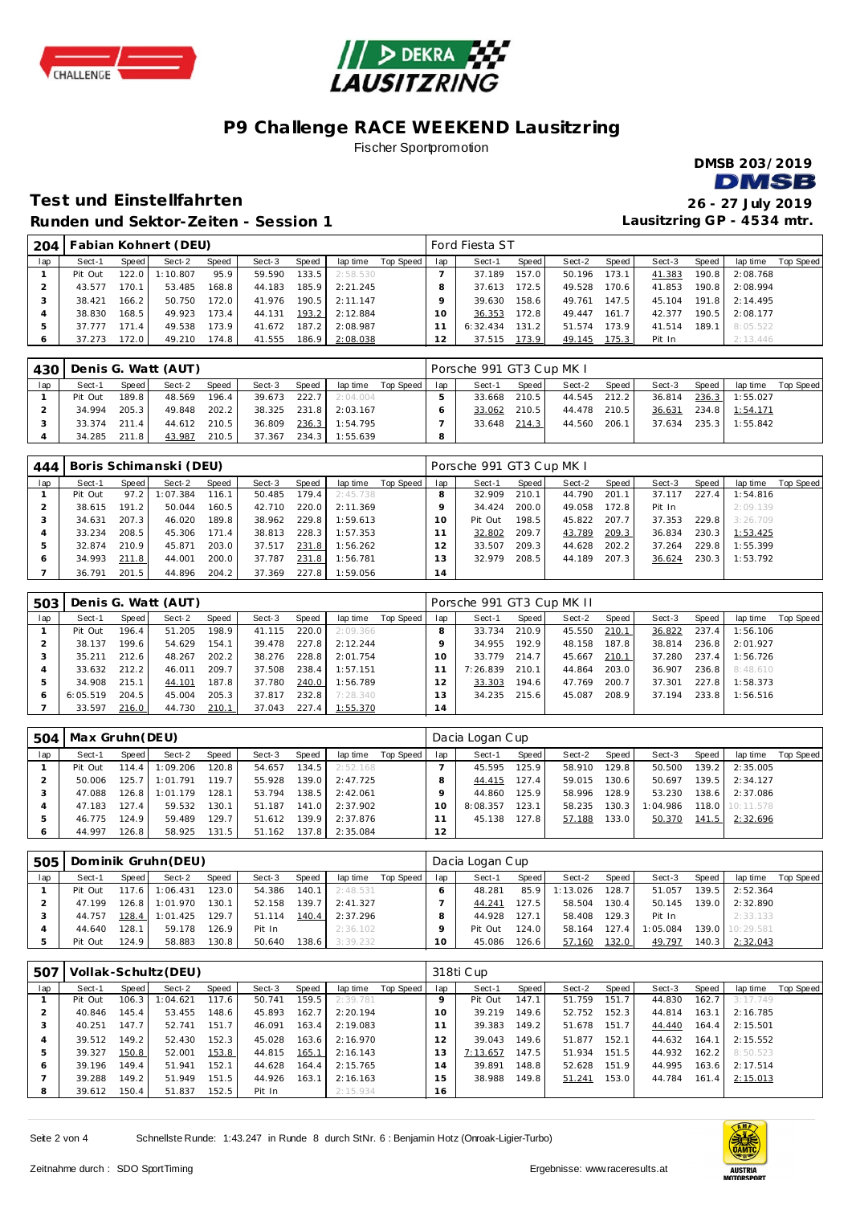# P9 Challenge RACE WEEKEND Lausitzring

Fischer Sportpromotion

**DMSB 203/2019**

## Test und Einstellfahrten

**26 - 27 July 2019**

### Runden und Sektor-Zeiten - Session 1

**Lausitzring GP - 4534 mtr.**

| 204 | Fabian Kohnert (DEU) | | | | | | | | Ford Fiesta ST | | | | | | | | |
|---|---|---|---|---|---|---|---|---|---|---|---|---|---|---|---|---|---|
| lap | Sect-1 | Speed | Sect-2 | Speed | Sect-3 | Speed | lap time | Top Speed | lap | Sect-1 | Speed | Sect-2 | Speed | Sect-3 | Speed | lap time | Top Speed |
| 1 | Pit Out | 122.0 | 1:10.807 | 95.9 | 59.590 | 133.5 | 2:58.530 | | 7 | 37.189 | 157.0 | 50.196 | 173.1 | 41.383 | 190.8 | 2:08.768 | |
| 2 | 43.577 | 170.1 | 53.485 | 168.8 | 44.183 | 185.9 | 2:21.245 | | 8 | 37.613 | 172.5 | 49.528 | 170.6 | 41.853 | 190.8 | 2:08.994 | |
| 3 | 38.421 | 166.2 | 50.750 | 172.0 | 41.976 | 190.5 | 2:11.147 | | 9 | 39.630 | 158.6 | 49.761 | 147.5 | 45.104 | 191.8 | 2:14.495 | |
| 4 | 38.830 | 168.5 | 49.923 | 173.4 | 44.131 | 193.2 | 2:12.884 | | 10 | 36.353 | 172.8 | 49.447 | 161.7 | 42.377 | 190.5 | 2:08.177 | |
| 5 | 37.777 | 171.4 | 49.538 | 173.9 | 41.672 | 187.2 | 2:08.987 | | 11 | 6:32.434 | 131.2 | 51.574 | 173.9 | 41.514 | 189.1 | 8:05.522 | |
| 6 | 37.273 | 172.0 | 49.210 | 174.8 | 41.555 | 186.9 | 2:08.038 | | 12 | 37.515 | 173.9 | 49.145 | 175.3 | Pit In | | 2:13.446 | |

| 430 | Denis G. Watt (AUT) | | | | | | | | Porsche 991 GT3 Cup MK I | | | | | | | | |
|---|---|---|---|---|---|---|---|---|---|---|---|---|---|---|---|---|---|
| lap | Sect-1 | Speed | Sect-2 | Speed | Sect-3 | Speed | lap time | Top Speed | lap | Sect-1 | Speed | Sect-2 | Speed | Sect-3 | Speed | lap time | Top Speed |
| 1 | Pit Out | 189.8 | 48.569 | 196.4 | 39.673 | 222.7 | 2:04.004 | | 5 | 33.668 | 210.5 | 44.545 | 212.2 | 36.814 | 236.3 | 1:55.027 | |
| 2 | 34.994 | 205.3 | 49.848 | 202.2 | 38.325 | 231.8 | 2:03.167 | | 6 | 33.062 | 210.5 | 44.478 | 210.5 | 36.631 | 234.8 | 1:54.171 | |
| 3 | 33.374 | 211.4 | 44.612 | 210.5 | 36.809 | 236.3 | 1:54.795 | | 7 | 33.648 | 214.3 | 44.560 | 206.1 | 37.634 | 235.3 | 1:55.842 | |
| 4 | 34.285 | 211.8 | 43.987 | 210.5 | 37.367 | 234.3 | 1:55.639 | | 8 | | | | | | | | |

| 444 | Boris Schimanski (DEU) | | | | | | | | Porsche 991 GT3 Cup MK I | | | | | | | | |
|---|---|---|---|---|---|---|---|---|---|---|---|---|---|---|---|---|---|
| lap | Sect-1 | Speed | Sect-2 | Speed | Sect-3 | Speed | lap time | Top Speed | lap | Sect-1 | Speed | Sect-2 | Speed | Sect-3 | Speed | lap time | Top Speed |
| 1 | Pit Out | 97.2 | 1:07.384 | 116.1 | 50.485 | 179.4 | 2:45.738 | | 8 | 32.909 | 210.1 | 44.790 | 201.1 | 37.117 | 227.4 | 1:54.816 | |
| 2 | 38.615 | 191.2 | 50.044 | 160.5 | 42.710 | 220.0 | 2:11.369 | | 9 | 34.424 | 200.0 | 49.058 | 172.8 | Pit In | | 2:09.139 | |
| 3 | 34.631 | 207.3 | 46.020 | 189.8 | 38.962 | 229.8 | 1:59.613 | | 10 | Pit Out | 198.5 | 45.822 | 207.7 | 37.353 | 229.8 | 3:26.709 | |
| 4 | 33.234 | 208.5 | 45.306 | 171.4 | 38.813 | 228.3 | 1:57.353 | | 11 | 32.802 | 209.7 | 43.789 | 209.3 | 36.834 | 230.3 | 1:53.425 | |
| 5 | 32.874 | 210.9 | 45.871 | 203.0 | 37.517 | 231.8 | 1:56.262 | | 12 | 33.507 | 209.3 | 44.628 | 202.2 | 37.264 | 229.8 | 1:55.399 | |
| 6 | 34.993 | 211.8 | 44.001 | 200.0 | 37.787 | 231.8 | 1:56.781 | | 13 | 32.979 | 208.5 | 44.189 | 207.3 | 36.624 | 230.3 | 1:53.792 | |
| 7 | 36.791 | 201.5 | 44.896 | 204.2 | 37.369 | 227.8 | 1:59.056 | | 14 | | | | | | | | |

| 503 | Denis G. Watt (AUT) | | | | | | | | Porsche 991 GT3 Cup MK II | | | | | | | | |
|---|---|---|---|---|---|---|---|---|---|---|---|---|---|---|---|---|---|
| lap | Sect-1 | Speed | Sect-2 | Speed | Sect-3 | Speed | lap time | Top Speed | lap | Sect-1 | Speed | Sect-2 | Speed | Sect-3 | Speed | lap time | Top Speed |
| 1 | Pit Out | 196.4 | 51.205 | 198.9 | 41.115 | 220.0 | 2:09.366 | | 8 | 33.734 | 210.9 | 45.550 | 210.1 | 36.822 | 237.4 | 1:56.106 | |
| 2 | 38.137 | 199.6 | 54.629 | 154.1 | 39.478 | 227.8 | 2:12.244 | | 9 | 34.955 | 192.9 | 48.158 | 187.8 | 38.814 | 236.8 | 2:01.927 | |
| 3 | 35.211 | 212.6 | 48.267 | 202.2 | 38.276 | 228.8 | 2:01.754 | | 10 | 33.779 | 214.7 | 45.667 | 210.1 | 37.280 | 237.4 | 1:56.726 | |
| 4 | 33.632 | 212.2 | 46.011 | 209.7 | 37.508 | 238.4 | 1:57.151 | | 11 | 7:26.839 | 210.1 | 44.864 | 203.0 | 36.907 | 236.8 | 8:48.610 | |
| 5 | 34.908 | 215.1 | 44.101 | 187.8 | 37.780 | 240.0 | 1:56.789 | | 12 | 33.303 | 209.3 | 47.769 | 200.7 | 37.301 | 227.8 | 1:58.373 | |
| 6 | 6:05.519 | 204.5 | 45.004 | 205.3 | 37.817 | 232.8 | 7:28.340 | | 13 | 34.235 | 215.6 | 45.087 | 208.9 | 37.194 | 233.8 | 1:56.516 | |
| 7 | 33.597 | 216.0 | 44.730 | 210.1 | 37.043 | 227.4 | 1:55.370 | | 14 | | | | | | | | |

| 504 | Max Gruhn(DEU) | | | | | | | | Dacia Logan Cup | | | | | | | | |
|---|---|---|---|---|---|---|---|---|---|---|---|---|---|---|---|---|---|
| lap | Sect-1 | Speed | Sect-2 | Speed | Sect-3 | Speed | lap time | Top Speed | lap | Sect-1 | Speed | Sect-2 | Speed | Sect-3 | Speed | lap time | Top Speed |
| 1 | Pit Out | 114.4 | 1:09.206 | 120.8 | 54.657 | 134.5 | 2:52.168 | | 7 | 45.595 | 125.9 | 58.910 | 129.8 | 50.500 | 139.2 | 2:35.005 | |
| 2 | 50.006 | 125.7 | 1:01.791 | 119.7 | 55.928 | 139.0 | 2:47.725 | | 8 | 44.415 | 127.4 | 59.015 | 130.6 | 50.697 | 139.5 | 2:34.127 | |
| 3 | 47.088 | 126.8 | 1:01.179 | 128.1 | 53.794 | 138.5 | 2:42.061 | | 9 | 44.860 | 125.9 | 58.996 | 128.9 | 53.230 | 138.6 | 2:37.086 | |
| 4 | 47.183 | 127.4 | 59.532 | 130.1 | 51.187 | 141.0 | 2:37.902 | | 10 | 8:08.357 | 123.1 | 58.235 | 130.3 | 1:04.986 | 118.0 | 10:11.578 | |
| 5 | 46.775 | 124.9 | 59.489 | 129.7 | 51.612 | 139.9 | 2:37.876 | | 11 | 45.138 | 127.8 | 57.188 | 133.0 | 50.370 | 141.5 | 2:32.696 | |
| 6 | 44.997 | 126.8 | 58.925 | 131.5 | 51.162 | 137.8 | 2:35.084 | | 12 | | | | | | | | |

| 505 | Dominik Gruhn(DEU) | | | | | | | | Dacia Logan Cup | | | | | | | | |
|---|---|---|---|---|---|---|---|---|---|---|---|---|---|---|---|---|---|
| lap | Sect-1 | Speed | Sect-2 | Speed | Sect-3 | Speed | lap time | Top Speed | lap | Sect-1 | Speed | Sect-2 | Speed | Sect-3 | Speed | lap time | Top Speed |
| 1 | Pit Out | 117.6 | 1:06.431 | 123.0 | 54.386 | 140.1 | 2:48.531 | | 6 | 48.281 | 85.9 | 1:13.026 | 128.7 | 51.057 | 139.5 | 2:52.364 | |
| 2 | 47.199 | 126.8 | 1:01.970 | 130.1 | 52.158 | 139.7 | 2:41.327 | | 7 | 44.241 | 127.5 | 58.504 | 130.4 | 50.145 | 139.0 | 2:32.890 | |
| 3 | 44.757 | 128.4 | 1:01.425 | 129.7 | 51.114 | 140.4 | 2:37.296 | | 8 | 44.928 | 127.1 | 58.408 | 129.3 | Pit In | | 2:33.133 | |
| 4 | 44.640 | 128.1 | 59.178 | 126.9 | Pit In | | 2:36.102 | | 9 | Pit Out | 124.0 | 58.164 | 127.4 | 1:05.084 | 139.0 | 10:29.581 | |
| 5 | Pit Out | 124.9 | 58.883 | 130.8 | 50.640 | 138.6 | 3:39.232 | | 10 | 45.086 | 126.6 | 57.160 | 132.0 | 49.797 | 140.3 | 2:32.043 | |

| 507 | Vollak-Schultz(DEU) | | | | | | | | 318ti Cup | | | | | | | | |
|---|---|---|---|---|---|---|---|---|---|---|---|---|---|---|---|---|---|
| lap | Sect-1 | Speed | Sect-2 | Speed | Sect-3 | Speed | lap time | Top Speed | lap | Sect-1 | Speed | Sect-2 | Speed | Sect-3 | Speed | lap time | Top Speed |
| 1 | Pit Out | 106.3 | 1:04.621 | 117.6 | 50.741 | 159.5 | 2:39.781 | | 9 | Pit Out | 147.1 | 51.759 | 151.7 | 44.830 | 162.7 | 3:17.749 | |
| 2 | 40.846 | 145.4 | 53.455 | 148.6 | 45.893 | 162.7 | 2:20.194 | | 10 | 39.219 | 149.6 | 52.752 | 152.3 | 44.814 | 163.1 | 2:16.785 | |
| 3 | 40.251 | 147.7 | 52.741 | 151.7 | 46.091 | 163.4 | 2:19.083 | | 11 | 39.383 | 149.2 | 51.678 | 151.7 | 44.440 | 164.4 | 2:15.501 | |
| 4 | 39.512 | 149.2 | 52.430 | 152.3 | 45.028 | 163.6 | 2:16.970 | | 12 | 39.043 | 149.6 | 51.877 | 152.1 | 44.632 | 164.1 | 2:15.552 | |
| 5 | 39.327 | 150.8 | 52.001 | 153.8 | 44.815 | 165.1 | 2:16.143 | | 13 | 7:13.657 | 147.5 | 51.934 | 151.5 | 44.932 | 162.2 | 8:50.523 | |
| 6 | 39.196 | 149.4 | 51.941 | 152.1 | 44.628 | 164.4 | 2:15.765 | | 14 | 39.891 | 148.8 | 52.628 | 151.9 | 44.995 | 163.6 | 2:17.514 | |
| 7 | 39.288 | 149.2 | 51.949 | 151.5 | 44.926 | 163.1 | 2:16.163 | | 15 | 38.988 | 149.8 | 51.241 | 153.0 | 44.784 | 161.4 | 2:15.013 | |
| 8 | 39.612 | 150.4 | 51.837 | 152.5 | Pit In | | 2:15.934 | | 16 | | | | | | | | |

Schnellste Runde: 1:43.247 in Runde 8 durch StNr. 6 : Benjamin Hotz (Onroak-Ligier-Turbo)

Zeitnahme durch : SDO SportTiming

Ergebnisse: www.raceresults.at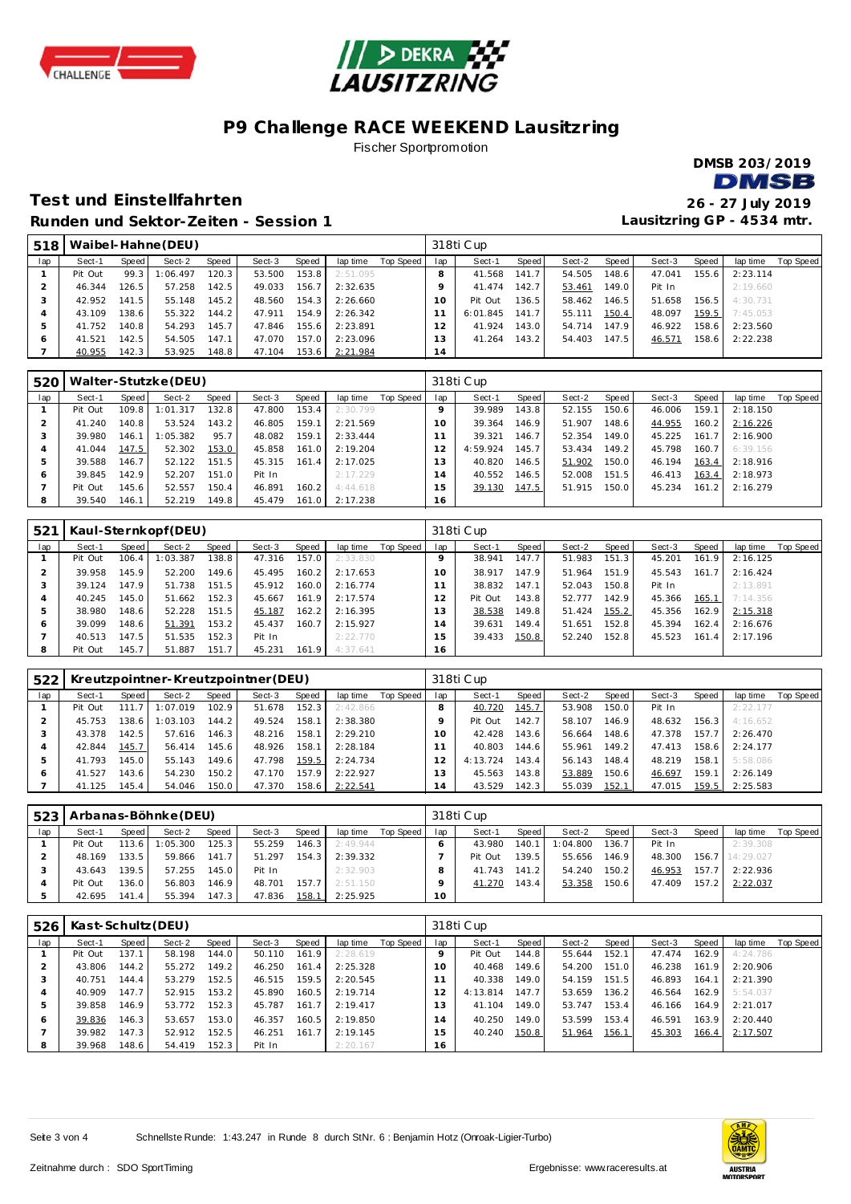# P9 Challenge RACE WEEKEND Lausitzring

Fischer Sportpromotion

DMSB 203/2019

## Test und Einstellfahrten

26 - 27 July 2019

### Runden und Sektor-Zeiten - Session 1

Lausitzring GP - 4534 mtr.

**518 Waibel-Hahne(DEU)** — 318ti Cup

| lap | Sect-1 | Speed | Sect-2 | Speed | Sect-3 | Speed | lap time | Top Speed | lap | Sect-1 | Speed | Sect-2 | Speed | Sect-3 | Speed | lap time | Top Speed |
|---|---|---|---|---|---|---|---|---|---|---|---|---|---|---|---|---|---|
| 1 | Pit Out | 99.3 | 1:06.497 | 120.3 | 53.500 | 153.8 | 2:51.095 | | 8 | 41.568 | 141.7 | 54.505 | 148.6 | 47.041 | 155.6 | 2:23.114 | |
| 2 | 46.344 | 126.5 | 57.258 | 142.5 | 49.033 | 156.7 | 2:32.635 | | 9 | 41.474 | 142.7 | 53.461 | 149.0 | Pit In | | 2:19.660 | |
| 3 | 42.952 | 141.5 | 55.148 | 145.2 | 48.560 | 154.3 | 2:26.660 | | 10 | Pit Out | 136.5 | 58.462 | 146.5 | 51.658 | 156.5 | 4:30.731 | |
| 4 | 43.109 | 138.6 | 55.322 | 144.2 | 47.911 | 154.9 | 2:26.342 | | 11 | 6:01.845 | 141.7 | 55.111 | 150.4 | 48.097 | 159.5 | 7:45.053 | |
| 5 | 41.752 | 140.8 | 54.293 | 145.7 | 47.846 | 155.6 | 2:23.891 | | 12 | 41.924 | 143.0 | 54.714 | 147.9 | 46.922 | 158.6 | 2:23.560 | |
| 6 | 41.521 | 142.5 | 54.505 | 147.1 | 47.070 | 157.0 | 2:23.096 | | 13 | 41.264 | 143.2 | 54.403 | 147.5 | 46.571 | 158.6 | 2:22.238 | |
| 7 | 40.955 | 142.3 | 53.925 | 148.8 | 47.104 | 153.6 | 2:21.984 | | 14 | | | | | | | | |

**520 Walter-Stutzke(DEU)** — 318ti Cup

| lap | Sect-1 | Speed | Sect-2 | Speed | Sect-3 | Speed | lap time | Top Speed | lap | Sect-1 | Speed | Sect-2 | Speed | Sect-3 | Speed | lap time | Top Speed |
|---|---|---|---|---|---|---|---|---|---|---|---|---|---|---|---|---|---|
| 1 | Pit Out | 109.2 | 1:01.317 | 132.8 | 47.800 | 153.4 | 2:30.799 | | 9 | 39.989 | 143.8 | 52.155 | 150.6 | 46.006 | 159.1 | 2:18.150 | |
| 2 | 41.240 | 140.8 | 53.524 | 143.2 | 46.805 | 159.1 | 2:21.569 | | 10 | 39.364 | 146.9 | 51.907 | 148.6 | 44.955 | 160.2 | 2:16.226 | |
| 3 | 39.980 | 146.1 | 1:05.382 | 95.7 | 48.082 | 159.1 | 2:33.444 | | 11 | 39.321 | 146.7 | 52.354 | 149.0 | 45.225 | 161.7 | 2:16.900 | |
| 4 | 41.044 | 147.5 | 52.302 | 153.0 | 45.858 | 161.0 | 2:19.204 | | 12 | 4:59.924 | 145.7 | 53.434 | 149.2 | 45.798 | 160.7 | 6:39.156 | |
| 5 | 39.588 | 146.7 | 52.122 | 151.5 | 45.315 | 161.4 | 2:17.025 | | 13 | 40.820 | 146.5 | 51.902 | 150.0 | 46.194 | 163.4 | 2:18.916 | |
| 6 | 39.845 | 142.9 | 52.207 | 151.0 | Pit In | | 2:17.229 | | 14 | 40.552 | 146.5 | 52.008 | 151.5 | 46.413 | 163.4 | 2:18.973 | |
| 7 | Pit Out | 145.6 | 52.557 | 150.4 | 46.891 | 160.2 | 4:44.618 | | 15 | 39.130 | 147.5 | 51.915 | 150.0 | 45.234 | 161.2 | 2:16.279 | |
| 8 | 39.540 | 146.1 | 52.219 | 149.8 | 45.479 | 161.0 | 2:17.238 | | 16 | | | | | | | | |

**521 Kaul-Sternkopf(DEU)** — 318ti Cup

| lap | Sect-1 | Speed | Sect-2 | Speed | Sect-3 | Speed | lap time | Top Speed | lap | Sect-1 | Speed | Sect-2 | Speed | Sect-3 | Speed | lap time | Top Speed |
|---|---|---|---|---|---|---|---|---|---|---|---|---|---|---|---|---|---|
| 1 | Pit Out | 106.4 | 1:03.387 | 138.8 | 47.316 | 157.0 | 2:33.830 | | 9 | 38.941 | 147.7 | 51.983 | 151.3 | 45.201 | 161.9 | 2:16.125 | |
| 2 | 39.958 | 145.9 | 52.200 | 149.6 | 45.495 | 160.2 | 2:17.653 | | 10 | 38.917 | 147.9 | 51.964 | 151.9 | 45.543 | 161.7 | 2:16.424 | |
| 3 | 39.124 | 147.9 | 51.738 | 151.5 | 45.912 | 160.0 | 2:16.774 | | 11 | 38.832 | 147.1 | 52.043 | 150.8 | Pit In | | 2:13.891 | |
| 4 | 40.245 | 145.0 | 51.662 | 152.3 | 45.667 | 161.9 | 2:17.574 | | 12 | Pit Out | 143.8 | 52.777 | 142.9 | 45.366 | 165.1 | 7:14.356 | |
| 5 | 38.980 | 148.6 | 52.228 | 151.5 | 45.187 | 162.2 | 2:16.395 | | 13 | 38.538 | 149.8 | 51.424 | 155.2 | 45.356 | 162.9 | 2:15.318 | |
| 6 | 39.099 | 148.6 | 51.391 | 153.2 | 45.437 | 160.7 | 2:15.927 | | 14 | 39.631 | 149.4 | 51.651 | 152.8 | 45.394 | 162.4 | 2:16.676 | |
| 7 | 40.513 | 147.5 | 51.535 | 152.3 | Pit In | | 2:22.770 | | 15 | 39.433 | 150.8 | 52.240 | 152.8 | 45.523 | 161.4 | 2:17.196 | |
| 8 | Pit Out | 145.7 | 51.887 | 151.7 | 45.231 | 161.9 | 4:37.641 | | 16 | | | | | | | | |

**522 Kreutzpointner-Kreutzpointner(DEU)** — 318ti Cup

| lap | Sect-1 | Speed | Sect-2 | Speed | Sect-3 | Speed | lap time | Top Speed | lap | Sect-1 | Speed | Sect-2 | Speed | Sect-3 | Speed | lap time | Top Speed |
|---|---|---|---|---|---|---|---|---|---|---|---|---|---|---|---|---|---|
| 1 | Pit Out | 111.7 | 1:07.019 | 102.9 | 51.678 | 152.3 | 2:42.866 | | 8 | 40.720 | 145.7 | 53.908 | 150.0 | Pit In | | 2:22.177 | |
| 2 | 45.753 | 138.6 | 1:03.103 | 144.2 | 49.524 | 158.1 | 2:38.380 | | 9 | Pit Out | 142.7 | 58.107 | 146.9 | 48.632 | 156.3 | 4:16.652 | |
| 3 | 43.378 | 142.5 | 57.616 | 146.3 | 48.216 | 158.1 | 2:29.210 | | 10 | 42.428 | 143.6 | 56.664 | 148.6 | 47.378 | 157.7 | 2:26.470 | |
| 4 | 42.844 | 145.7 | 56.414 | 145.6 | 48.926 | 158.1 | 2:28.184 | | 11 | 40.803 | 144.6 | 55.961 | 149.2 | 47.413 | 158.6 | 2:24.177 | |
| 5 | 41.793 | 145.0 | 55.143 | 149.6 | 47.798 | 159.5 | 2:24.734 | | 12 | 4:13.724 | 143.4 | 56.143 | 148.4 | 48.219 | 158.1 | 5:58.086 | |
| 6 | 41.527 | 143.6 | 54.230 | 150.2 | 47.170 | 157.9 | 2:22.927 | | 13 | 45.563 | 143.8 | 53.889 | 150.6 | 46.697 | 159.1 | 2:26.149 | |
| 7 | 41.125 | 145.4 | 54.046 | 150.0 | 47.370 | 158.6 | 2:22.541 | | 14 | 43.529 | 142.3 | 55.039 | 152.1 | 47.015 | 159.5 | 2:25.583 | |

**523 Arbanas-Böhnke(DEU)** — 318ti Cup

| lap | Sect-1 | Speed | Sect-2 | Speed | Sect-3 | Speed | lap time | Top Speed | lap | Sect-1 | Speed | Sect-2 | Speed | Sect-3 | Speed | lap time | Top Speed |
|---|---|---|---|---|---|---|---|---|---|---|---|---|---|---|---|---|---|
| 1 | Pit Out | 113.6 | 1:05.300 | 125.3 | 55.259 | 146.3 | 2:49.944 | | 6 | 43.980 | 140.1 | 1:04.800 | 136.7 | Pit In | | 2:39.308 | |
| 2 | 48.169 | 133.5 | 59.866 | 141.7 | 51.297 | 154.3 | 2:39.332 | | 7 | Pit Out | 139.5 | 55.656 | 146.9 | 48.300 | 156.7 | 14:29.027 | |
| 3 | 43.643 | 139.5 | 57.255 | 145.0 | Pit In | | 2:32.903 | | 8 | 41.743 | 141.2 | 54.240 | 150.2 | 46.953 | 157.7 | 2:22.936 | |
| 4 | Pit Out | 136.0 | 56.803 | 146.9 | 48.701 | 157.7 | 2:51.150 | | 9 | 41.270 | 143.4 | 53.358 | 150.6 | 47.409 | 157.2 | 2:22.037 | |
| 5 | 42.695 | 141.4 | 55.394 | 147.3 | 47.836 | 158.1 | 2:25.925 | | 10 | | | | | | | | |

**526 Kast-Schultz(DEU)** — 318ti Cup

| lap | Sect-1 | Speed | Sect-2 | Speed | Sect-3 | Speed | lap time | Top Speed | lap | Sect-1 | Speed | Sect-2 | Speed | Sect-3 | Speed | lap time | Top Speed |
|---|---|---|---|---|---|---|---|---|---|---|---|---|---|---|---|---|---|
| 1 | Pit Out | 137.1 | 58.198 | 144.0 | 50.110 | 161.9 | 2:28.619 | | 9 | Pit Out | 144.8 | 55.644 | 152.1 | 47.474 | 162.9 | 4:24.786 | |
| 2 | 43.806 | 144.2 | 55.272 | 149.2 | 46.250 | 161.4 | 2:25.328 | | 10 | 40.468 | 149.6 | 54.200 | 151.0 | 46.238 | 161.9 | 2:20.906 | |
| 3 | 40.751 | 144.4 | 53.279 | 152.5 | 46.515 | 159.5 | 2:20.545 | | 11 | 40.338 | 149.0 | 54.159 | 151.5 | 46.893 | 164.1 | 2:21.390 | |
| 4 | 40.909 | 147.7 | 52.915 | 153.2 | 45.890 | 160.5 | 2:19.714 | | 12 | 4:13.814 | 147.7 | 53.659 | 136.2 | 46.564 | 162.9 | 5:54.037 | |
| 5 | 39.858 | 146.9 | 53.772 | 152.3 | 45.787 | 161.7 | 2:19.417 | | 13 | 41.104 | 149.0 | 53.747 | 153.4 | 46.166 | 164.9 | 2:21.017 | |
| 6 | 39.836 | 146.3 | 53.657 | 153.0 | 46.357 | 160.5 | 2:19.850 | | 14 | 40.250 | 149.0 | 53.599 | 153.4 | 46.591 | 163.9 | 2:20.440 | |
| 7 | 39.982 | 147.3 | 52.912 | 152.5 | 46.251 | 161.7 | 2:19.145 | | 15 | 40.240 | 150.8 | 51.964 | 156.1 | 45.303 | 166.4 | 2:17.507 | |
| 8 | 39.968 | 148.6 | 54.419 | 152.3 | Pit In | | 2:20.167 | | 16 | | | | | | | | |

Schnellste Runde: 1:43.247 in Runde 8 durch StNr. 6 : Benjamin Hotz (Onroak-Ligier-Turbo)

Zeitnahme durch : SDO SportTiming

Ergebnisse: www.raceresults.at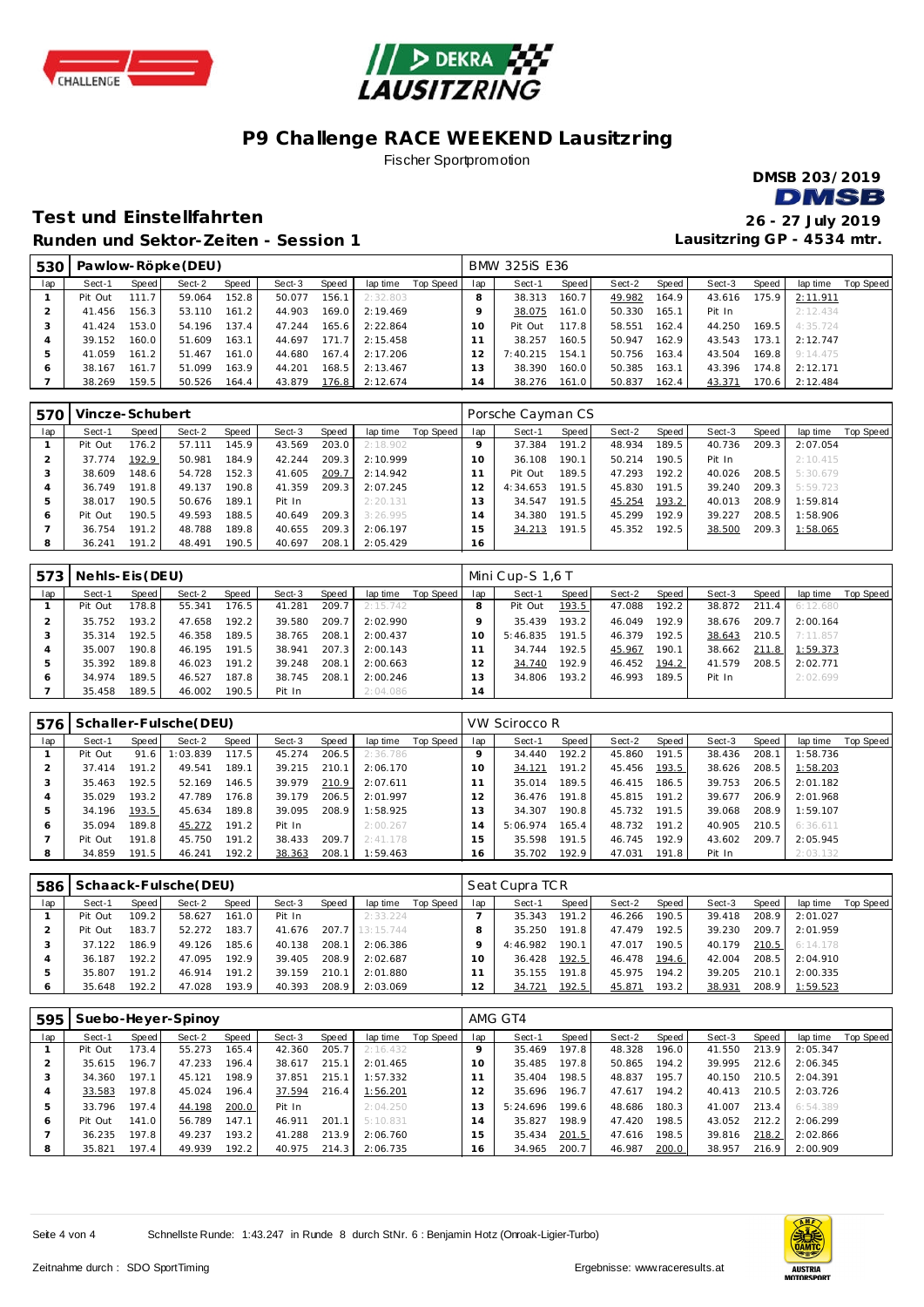# P9 Challenge RACE WEEKEND Lausitzring

Fischer Sportpromotion

DMSB 203/2019

## Test und Einstellfahrten

26 - 27 July 2019

### Runden und Sektor-Zeiten - Session 1

Lausitzring GP - 4534 mtr.

**530 Pawlow-Röpke(DEU)** — BMW 325iS E36

| lap | Sect-1 | Speed | Sect-2 | Speed | Sect-3 | Speed | lap time | Top Speed | lap | Sect-1 | Speed | Sect-2 | Speed | Sect-3 | Speed | lap time | Top Speed |
|---|---|---|---|---|---|---|---|---|---|---|---|---|---|---|---|---|---|
| 1 | Pit Out | 111.7 | 59.064 | 152.8 | 50.077 | 156.1 | 2:32.803 | | 8 | 38.313 | 160.7 | 49.982 | 164.9 | 43.616 | 175.9 | 2:11.911 | |
| 2 | 41.456 | 156.3 | 53.110 | 161.2 | 44.903 | 169.0 | 2:19.469 | | 9 | 38.075 | 161.0 | 50.330 | 165.1 | Pit In | | 2:12.434 | |
| 3 | 41.424 | 153.0 | 54.196 | 137.4 | 47.244 | 165.6 | 2:22.864 | | 10 | Pit Out | 117.8 | 58.551 | 162.4 | 44.250 | 169.5 | 4:35.724 | |
| 4 | 39.152 | 160.0 | 51.609 | 163.1 | 44.697 | 171.7 | 2:15.458 | | 11 | 38.257 | 160.5 | 50.947 | 162.9 | 43.543 | 173.1 | 2:12.747 | |
| 5 | 41.059 | 161.2 | 51.467 | 161.0 | 44.680 | 167.4 | 2:17.206 | | 12 | 7:40.215 | 154.1 | 50.756 | 163.4 | 43.504 | 169.8 | 9:14.475 | |
| 6 | 38.167 | 161.7 | 51.099 | 163.9 | 44.201 | 168.5 | 2:13.467 | | 13 | 38.390 | 160.0 | 50.385 | 163.1 | 43.396 | 174.8 | 2:12.171 | |
| 7 | 38.269 | 159.5 | 50.526 | 164.4 | 43.879 | 176.8 | 2:12.674 | | 14 | 38.276 | 161.0 | 50.837 | 162.4 | 43.371 | 170.6 | 2:12.484 | |

**570 Vincze-Schubert** — Porsche Cayman CS

| lap | Sect-1 | Speed | Sect-2 | Speed | Sect-3 | Speed | lap time | Top Speed | lap | Sect-1 | Speed | Sect-2 | Speed | Sect-3 | Speed | lap time | Top Speed |
|---|---|---|---|---|---|---|---|---|---|---|---|---|---|---|---|---|---|
| 1 | Pit Out | 176.2 | 57.111 | 145.9 | 43.569 | 203.0 | 2:18.902 | | 9 | 37.384 | 191.2 | 48.934 | 189.5 | 40.736 | 209.3 | 2:07.054 | |
| 2 | 37.774 | 192.9 | 50.981 | 184.9 | 42.244 | 209.3 | 2:10.999 | | 10 | 36.108 | 190.1 | 50.214 | 190.5 | Pit In | | 2:10.415 | |
| 3 | 38.609 | 148.6 | 54.728 | 152.3 | 41.605 | 209.7 | 2:14.942 | | 11 | Pit Out | 189.5 | 47.293 | 192.2 | 40.026 | 208.5 | 5:30.679 | |
| 4 | 36.749 | 191.8 | 49.137 | 190.8 | 41.359 | 209.3 | 2:07.245 | | 12 | 4:34.653 | 191.5 | 45.830 | 191.5 | 39.240 | 209.3 | 5:59.723 | |
| 5 | 38.017 | 190.5 | 50.676 | 189.1 | Pit In | | 2:20.131 | | 13 | 34.547 | 191.5 | 45.254 | 193.2 | 40.013 | 208.9 | 1:59.814 | |
| 6 | Pit Out | 190.5 | 49.593 | 188.5 | 40.649 | 209.3 | 3:26.995 | | 14 | 34.380 | 191.5 | 45.299 | 192.9 | 39.227 | 208.5 | 1:58.906 | |
| 7 | 36.754 | 191.2 | 48.788 | 189.8 | 40.655 | 209.3 | 2:06.197 | | 15 | 34.213 | 191.5 | 45.352 | 192.5 | 38.500 | 209.3 | 1:58.065 | |
| 8 | 36.241 | 191.2 | 48.491 | 190.5 | 40.697 | 208.1 | 2:05.429 | | 16 | | | | | | | | |

**573 Nehls-Eis(DEU)** — Mini Cup-S 1,6 T

| lap | Sect-1 | Speed | Sect-2 | Speed | Sect-3 | Speed | lap time | Top Speed | lap | Sect-1 | Speed | Sect-2 | Speed | Sect-3 | Speed | lap time | Top Speed |
|---|---|---|---|---|---|---|---|---|---|---|---|---|---|---|---|---|---|
| 1 | Pit Out | 178.8 | 55.341 | 176.5 | 41.281 | 209.7 | 2:15.742 | | 8 | Pit Out | 193.5 | 47.088 | 192.2 | 38.872 | 211.4 | 6:12.680 | |
| 2 | 35.752 | 193.2 | 47.658 | 192.2 | 39.580 | 209.7 | 2:02.990 | | 9 | 35.439 | 193.2 | 46.049 | 192.9 | 38.676 | 209.7 | 2:00.164 | |
| 3 | 35.314 | 192.5 | 46.358 | 189.5 | 38.765 | 208.1 | 2:00.437 | | 10 | 5:46.835 | 192.5 | 46.379 | 192.5 | 38.643 | 210.5 | 7:11.857 | |
| 4 | 35.007 | 190.8 | 46.195 | 191.5 | 38.941 | 207.3 | 2:00.143 | | 11 | 34.744 | 192.5 | 45.967 | 190.1 | 38.662 | 211.8 | 1:59.373 | |
| 5 | 35.392 | 189.8 | 46.023 | 191.2 | 39.248 | 208.1 | 2:00.663 | | 12 | 34.740 | 192.9 | 46.452 | 194.2 | 41.579 | 208.5 | 2:02.771 | |
| 6 | 34.974 | 189.5 | 46.527 | 187.8 | 38.745 | 208.1 | 2:00.246 | | 13 | 34.806 | 193.2 | 46.993 | 189.5 | Pit In | | 2:02.699 | |
| 7 | 35.458 | 189.5 | 46.002 | 190.5 | Pit In | | 2:04.086 | | 14 | | | | | | | | |

**576 Schaller-Fulsche(DEU)** — VW Scirocco R

| lap | Sect-1 | Speed | Sect-2 | Speed | Sect-3 | Speed | lap time | Top Speed | lap | Sect-1 | Speed | Sect-2 | Speed | Sect-3 | Speed | lap time | Top Speed |
|---|---|---|---|---|---|---|---|---|---|---|---|---|---|---|---|---|---|
| 1 | Pit Out | 91.6 | 1:03.839 | 117.5 | 45.274 | 206.5 | 2:36.786 | | 9 | 34.440 | 192.2 | 45.860 | 191.5 | 38.436 | 208.1 | 1:58.736 | |
| 2 | 37.414 | 191.2 | 49.541 | 189.1 | 39.215 | 210.1 | 2:06.170 | | 10 | 34.121 | 191.2 | 45.456 | 193.5 | 38.626 | 208.5 | 1:58.203 | |
| 3 | 35.463 | 192.5 | 52.169 | 146.5 | 39.979 | 210.9 | 2:07.611 | | 11 | 35.014 | 189.5 | 46.415 | 186.5 | 39.753 | 206.5 | 2:01.182 | |
| 4 | 35.029 | 193.2 | 47.789 | 176.8 | 39.179 | 206.5 | 2:01.997 | | 12 | 36.476 | 191.8 | 45.815 | 191.2 | 39.677 | 206.9 | 2:01.968 | |
| 5 | 34.196 | 193.5 | 45.634 | 189.8 | 39.095 | 208.9 | 1:58.925 | | 13 | 34.307 | 190.8 | 45.732 | 191.5 | 39.068 | 208.9 | 1:59.107 | |
| 6 | 35.094 | 189.8 | 45.272 | 191.2 | Pit In | | 2:00.267 | | 14 | 5:06.974 | 165.4 | 48.732 | 191.2 | 40.905 | 210.5 | 6:36.611 | |
| 7 | Pit Out | 191.8 | 45.750 | 191.2 | 38.433 | 209.7 | 2:41.178 | | 15 | 35.598 | 191.5 | 46.745 | 192.9 | 43.602 | 209.7 | 2:05.945 | |
| 8 | 34.859 | 191.5 | 46.241 | 192.2 | 38.363 | 208.1 | 1:59.463 | | 16 | 35.702 | 192.9 | 47.031 | 191.8 | Pit In | | 2:03.132 | |

**586 Schaack-Fulsche(DEU)** — Seat Cupra TCR

| lap | Sect-1 | Speed | Sect-2 | Speed | Sect-3 | Speed | lap time | Top Speed | lap | Sect-1 | Speed | Sect-2 | Speed | Sect-3 | Speed | lap time | Top Speed |
|---|---|---|---|---|---|---|---|---|---|---|---|---|---|---|---|---|---|
| 1 | Pit Out | 109.2 | 58.627 | 161.0 | Pit In | | 2:33.224 | | 7 | 35.343 | 191.2 | 46.266 | 190.5 | 39.418 | 208.9 | 2:01.027 | |
| 2 | Pit Out | 183.7 | 52.272 | 183.7 | 41.676 | 207.7 | 13:15.744 | | 8 | 35.250 | 191.8 | 47.479 | 192.5 | 39.230 | 209.7 | 2:01.959 | |
| 3 | 37.122 | 186.9 | 49.126 | 185.6 | 40.138 | 208.1 | 2:06.386 | | 9 | 4:46.982 | 190.1 | 47.017 | 190.5 | 40.179 | 210.5 | 6:14.178 | |
| 4 | 36.187 | 192.2 | 47.095 | 192.9 | 39.405 | 208.9 | 2:02.687 | | 10 | 36.428 | 192.5 | 46.478 | 194.6 | 42.004 | 208.5 | 2:04.910 | |
| 5 | 35.807 | 191.2 | 46.914 | 191.2 | 39.159 | 210.1 | 2:01.880 | | 11 | 35.155 | 191.8 | 45.975 | 194.2 | 39.205 | 210.1 | 2:00.335 | |
| 6 | 35.648 | 192.2 | 47.028 | 193.9 | 40.393 | 208.9 | 2:03.069 | | 12 | 34.721 | 192.5 | 45.871 | 193.2 | 38.931 | 208.9 | 1:59.523 | |

**595 Suebo-Heyer-Spinoy** — AMG GT4

| lap | Sect-1 | Speed | Sect-2 | Speed | Sect-3 | Speed | lap time | Top Speed | lap | Sect-1 | Speed | Sect-2 | Speed | Sect-3 | Speed | lap time | Top Speed |
|---|---|---|---|---|---|---|---|---|---|---|---|---|---|---|---|---|---|
| 1 | Pit Out | 173.4 | 55.273 | 165.4 | 42.360 | 205.7 | 2:16.432 | | 9 | 35.469 | 197.8 | 48.328 | 196.0 | 41.550 | 213.9 | 2:05.347 | |
| 2 | 35.615 | 196.7 | 47.233 | 196.4 | 38.617 | 215.1 | 2:01.465 | | 10 | 35.485 | 197.8 | 50.865 | 194.2 | 39.995 | 212.6 | 2:06.345 | |
| 3 | 34.360 | 197.1 | 45.121 | 198.9 | 37.851 | 215.1 | 1:57.332 | | 11 | 35.404 | 198.5 | 48.837 | 195.7 | 40.150 | 210.5 | 2:04.391 | |
| 4 | 33.583 | 197.8 | 45.024 | 196.4 | 37.594 | 216.4 | 1:56.201 | | 12 | 35.696 | 196.7 | 47.617 | 194.2 | 40.413 | 210.5 | 2:03.726 | |
| 5 | 33.796 | 197.4 | 44.198 | 200.0 | Pit In | | 2:04.250 | | 13 | 5:24.696 | 199.6 | 48.686 | 180.3 | 41.007 | 213.4 | 6:54.389 | |
| 6 | Pit Out | 141.0 | 56.789 | 147.1 | 46.911 | 201.1 | 5:10.831 | | 14 | 35.827 | 198.9 | 47.420 | 198.5 | 43.052 | 212.2 | 2:06.299 | |
| 7 | 36.235 | 197.8 | 49.237 | 193.2 | 41.288 | 213.9 | 2:06.760 | | 15 | 35.434 | 201.5 | 47.616 | 198.5 | 39.816 | 218.2 | 2:02.866 | |
| 8 | 35.821 | 197.4 | 49.939 | 192.2 | 40.975 | 214.3 | 2:06.735 | | 16 | 34.965 | 200.7 | 46.987 | 200.0 | 38.957 | 216.9 | 2:00.909 | |

Schnellste Runde: 1:43.247 in Runde 8 durch StNr. 6 : Benjamin Hotz (Onroak-Ligier-Turbo)

Zeitnahme durch : SDO SportTiming

Ergebnisse: www.raceresults.at